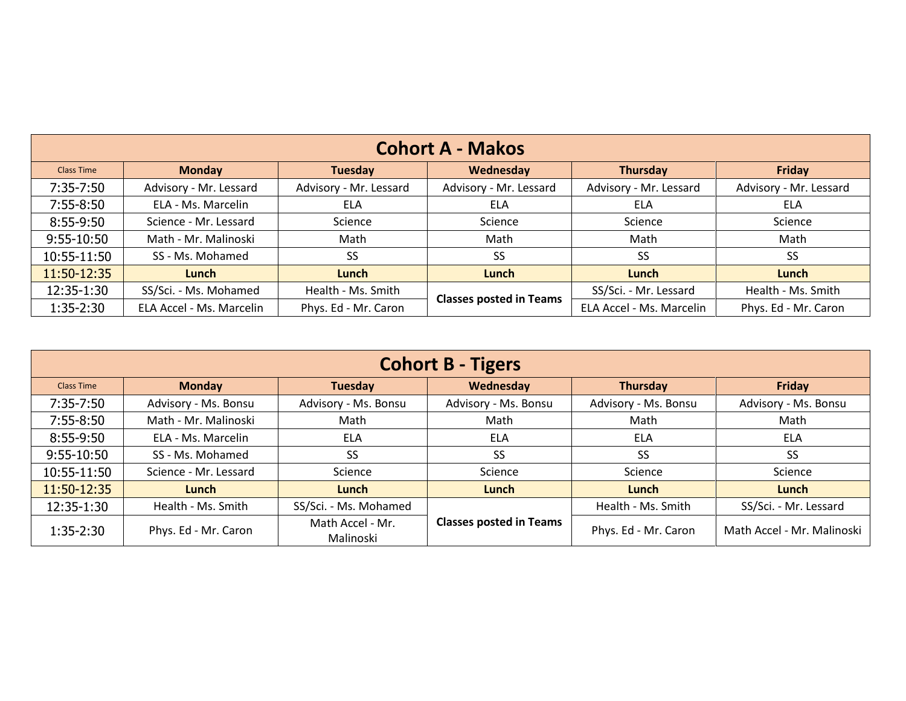| Cohort A - Makos | | | | | |
|---|---|---|---|---|---|
| Class Time | Monday | Tuesday | Wednesday | Thursday | Friday |
| 7:35-7:50 | Advisory - Mr. Lessard | Advisory - Mr. Lessard | Advisory - Mr. Lessard | Advisory - Mr. Lessard | Advisory - Mr. Lessard |
| 7:55-8:50 | ELA - Ms. Marcelin | ELA | ELA | ELA | ELA |
| 8:55-9:50 | Science - Mr. Lessard | Science | Science | Science | Science |
| 9:55-10:50 | Math - Mr. Malinoski | Math | Math | Math | Math |
| 10:55-11:50 | SS - Ms. Mohamed | SS | SS | SS | SS |
| 11:50-12:35 | **Lunch** | **Lunch** | **Lunch** | **Lunch** | **Lunch** |
| 12:35-1:30 | SS/Sci. - Ms. Mohamed | Health - Ms. Smith | **Classes posted in Teams** | SS/Sci. - Mr. Lessard | Health - Ms. Smith |
| 1:35-2:30 | ELA Accel - Ms. Marcelin | Phys. Ed - Mr. Caron | | ELA Accel - Ms. Marcelin | Phys. Ed - Mr. Caron |

| Cohort B - Tigers | | | | | |
|---|---|---|---|---|---|
| Class Time | Monday | Tuesday | Wednesday | Thursday | Friday |
| 7:35-7:50 | Advisory - Ms. Bonsu | Advisory - Ms. Bonsu | Advisory - Ms. Bonsu | Advisory - Ms. Bonsu | Advisory - Ms. Bonsu |
| 7:55-8:50 | Math - Mr. Malinoski | Math | Math | Math | Math |
| 8:55-9:50 | ELA - Ms. Marcelin | ELA | ELA | ELA | ELA |
| 9:55-10:50 | SS - Ms. Mohamed | SS | SS | SS | SS |
| 10:55-11:50 | Science - Mr. Lessard | Science | Science | Science | Science |
| 11:50-12:35 | **Lunch** | **Lunch** | **Lunch** | **Lunch** | **Lunch** |
| 12:35-1:30 | Health - Ms. Smith | SS/Sci. - Ms. Mohamed | **Classes posted in Teams** | Health - Ms. Smith | SS/Sci. - Mr. Lessard |
| 1:35-2:30 | Phys. Ed - Mr. Caron | Math Accel - Mr. Malinoski | | Phys. Ed - Mr. Caron | Math Accel - Mr. Malinoski |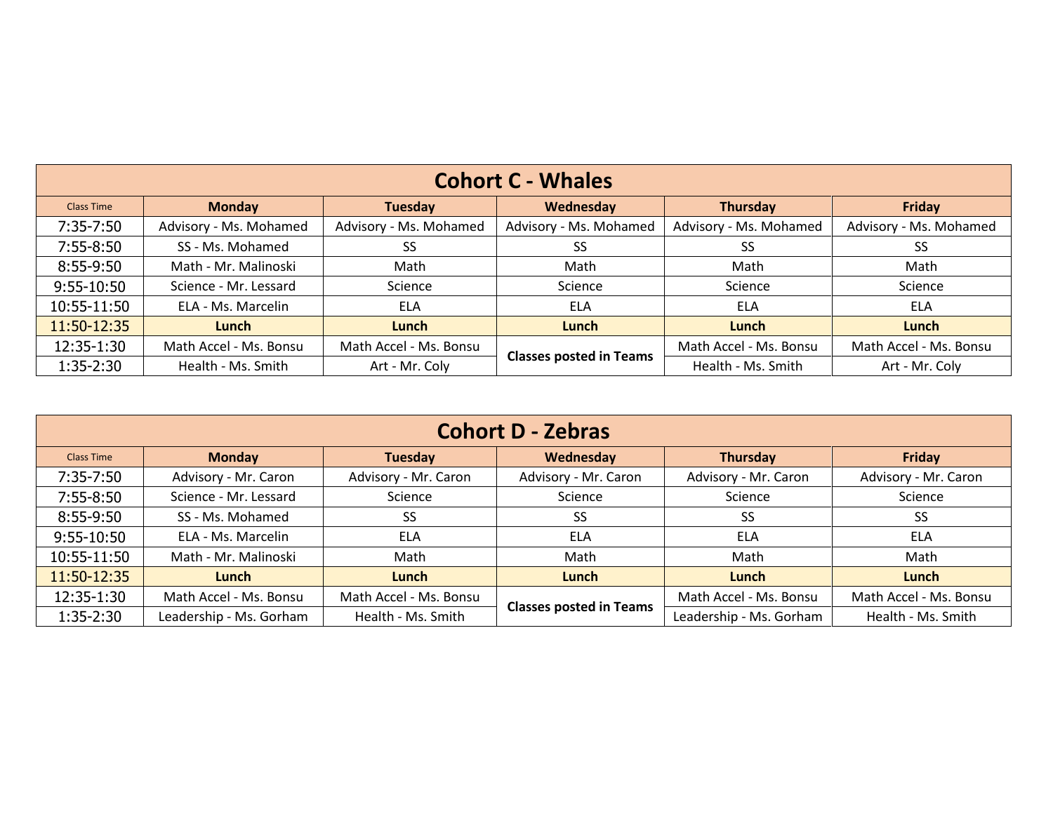## Cohort C - Whales

| Class Time | Monday | Tuesday | Wednesday | Thursday | Friday |
|---|---|---|---|---|---|
| 7:35-7:50 | Advisory - Ms. Mohamed | Advisory - Ms. Mohamed | Advisory - Ms. Mohamed | Advisory - Ms. Mohamed | Advisory - Ms. Mohamed |
| 7:55-8:50 | SS - Ms. Mohamed | SS | SS | SS | SS |
| 8:55-9:50 | Math - Mr. Malinoski | Math | Math | Math | Math |
| 9:55-10:50 | Science - Mr. Lessard | Science | Science | Science | Science |
| 10:55-11:50 | ELA - Ms. Marcelin | ELA | ELA | ELA | ELA |
| 11:50-12:35 | **Lunch** | **Lunch** | **Lunch** | **Lunch** | **Lunch** |
| 12:35-1:30 | Math Accel - Ms. Bonsu | Math Accel - Ms. Bonsu | **Classes posted in Teams** | Math Accel - Ms. Bonsu | Math Accel - Ms. Bonsu |
| 1:35-2:30 | Health - Ms. Smith | Art - Mr. Coly | | Health - Ms. Smith | Art - Mr. Coly |

## Cohort D - Zebras

| Class Time | Monday | Tuesday | Wednesday | Thursday | Friday |
|---|---|---|---|---|---|
| 7:35-7:50 | Advisory - Mr. Caron | Advisory - Mr. Caron | Advisory - Mr. Caron | Advisory - Mr. Caron | Advisory - Mr. Caron |
| 7:55-8:50 | Science - Mr. Lessard | Science | Science | Science | Science |
| 8:55-9:50 | SS - Ms. Mohamed | SS | SS | SS | SS |
| 9:55-10:50 | ELA - Ms. Marcelin | ELA | ELA | ELA | ELA |
| 10:55-11:50 | Math - Mr. Malinoski | Math | Math | Math | Math |
| 11:50-12:35 | **Lunch** | **Lunch** | **Lunch** | **Lunch** | **Lunch** |
| 12:35-1:30 | Math Accel - Ms. Bonsu | Math Accel - Ms. Bonsu | **Classes posted in Teams** | Math Accel - Ms. Bonsu | Math Accel - Ms. Bonsu |
| 1:35-2:30 | Leadership - Ms. Gorham | Health - Ms. Smith | | Leadership - Ms. Gorham | Health - Ms. Smith |